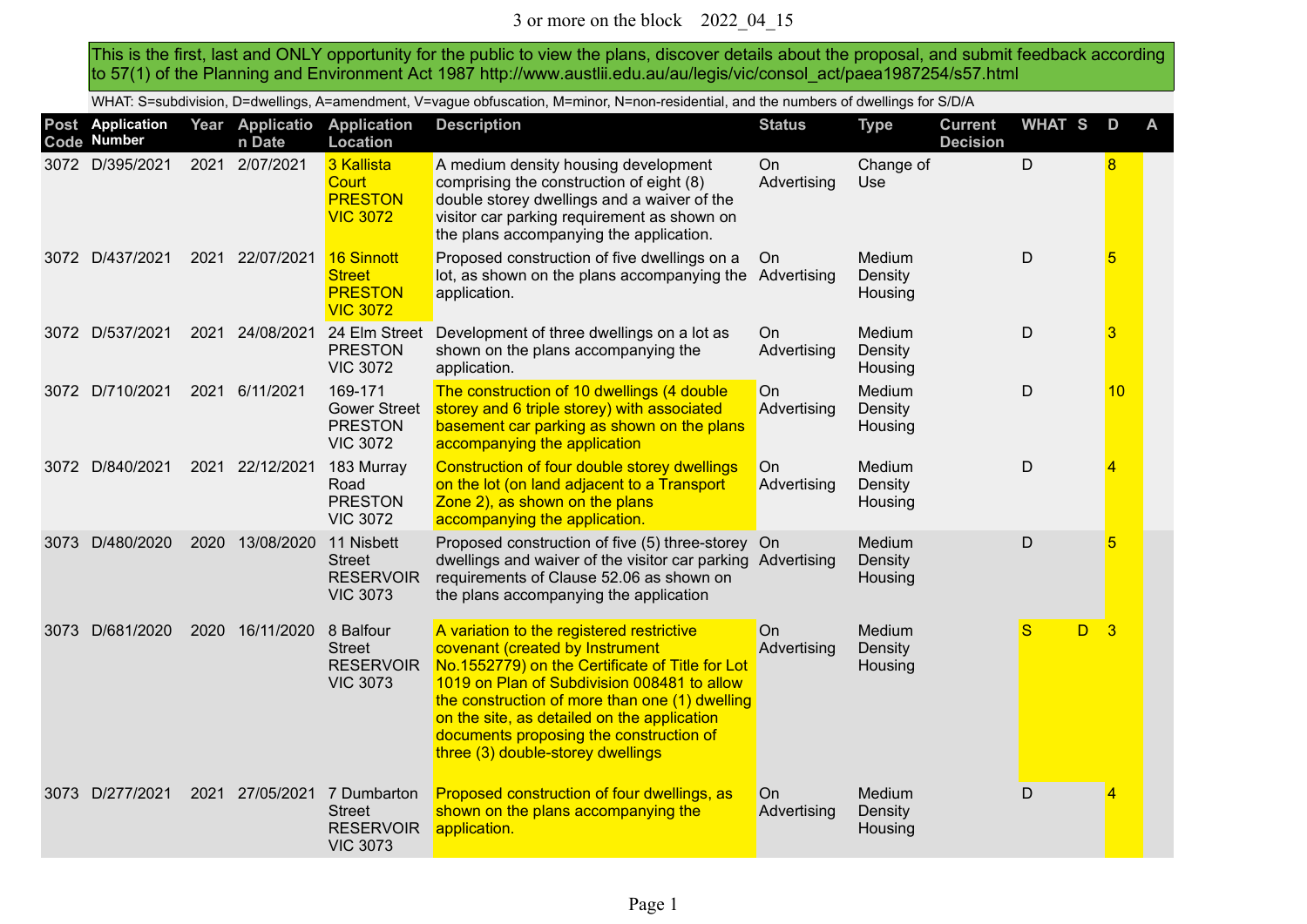# 3 or more on the block 2022_04_15

This is the first, last and ONLY opportunity for the public to view the plans, discover details about the proposal, and submit feedback according to 57(1) of the Planning and Environment Act 1987 http://www.austlii.edu.au/au/legis/vic/consol_act/paea1987254/s57.html

WHAT: S=subdivision, D=dwellings, A=amendment, V=vague obfuscation, M=minor, N=non-residential, and the numbers of dwellings for S/D/A

| Post Code | Application Number | Year | Application Date | Application Location | Description | Status | Type | Current Decision | WHAT | S | D | A |
|---|---|---|---|---|---|---|---|---|---|---|---|---|
| 3072 | D/395/2021 | 2021 | 2/07/2021 | 3 Kallista Court PRESTON VIC 3072 | A medium density housing development comprising the construction of eight (8) double storey dwellings and a waiver of the visitor car parking requirement as shown on the plans accompanying the application. | On Advertising | Change of Use | | D | | 8 | |
| 3072 | D/437/2021 | 2021 | 22/07/2021 | 16 Sinnott Street PRESTON VIC 3072 | Proposed construction of five dwellings on a lot, as shown on the plans accompanying the application. | On Advertising | Medium Density Housing | | D | | 5 | |
| 3072 | D/537/2021 | 2021 | 24/08/2021 | 24 Elm Street PRESTON VIC 3072 | Development of three dwellings on a lot as shown on the plans accompanying the application. | On Advertising | Medium Density Housing | | D | | 3 | |
| 3072 | D/710/2021 | 2021 | 6/11/2021 | 169-171 Gower Street PRESTON VIC 3072 | The construction of 10 dwellings (4 double storey and 6 triple storey) with associated basement car parking as shown on the plans accompanying the application | On Advertising | Medium Density Housing | | D | | 10 | |
| 3072 | D/840/2021 | 2021 | 22/12/2021 | 183 Murray Road PRESTON VIC 3072 | Construction of four double storey dwellings on the lot (on land adjacent to a Transport Zone 2), as shown on the plans accompanying the application. | On Advertising | Medium Density Housing | | D | | 4 | |
| 3073 | D/480/2020 | 2020 | 13/08/2020 | 11 Nisbett Street RESERVOIR VIC 3073 | Proposed construction of five (5) three-storey dwellings and waiver of the visitor car parking requirements of Clause 52.06 as shown on the plans accompanying the application | On Advertising | Medium Density Housing | | D | | 5 | |
| 3073 | D/681/2020 | 2020 | 16/11/2020 | 8 Balfour Street RESERVOIR VIC 3073 | A variation to the registered restrictive covenant (created by Instrument No.1552779) on the Certificate of Title for Lot 1019 on Plan of Subdivision 008481 to allow the construction of more than one (1) dwelling on the site, as detailed on the application documents proposing the construction of three (3) double-storey dwellings | On Advertising | Medium Density Housing | | S | D | 3 | |
| 3073 | D/277/2021 | 2021 | 27/05/2021 | 7 Dumbarton Street RESERVOIR VIC 3073 | Proposed construction of four dwellings, as shown on the plans accompanying the application. | On Advertising | Medium Density Housing | | D | | 4 | |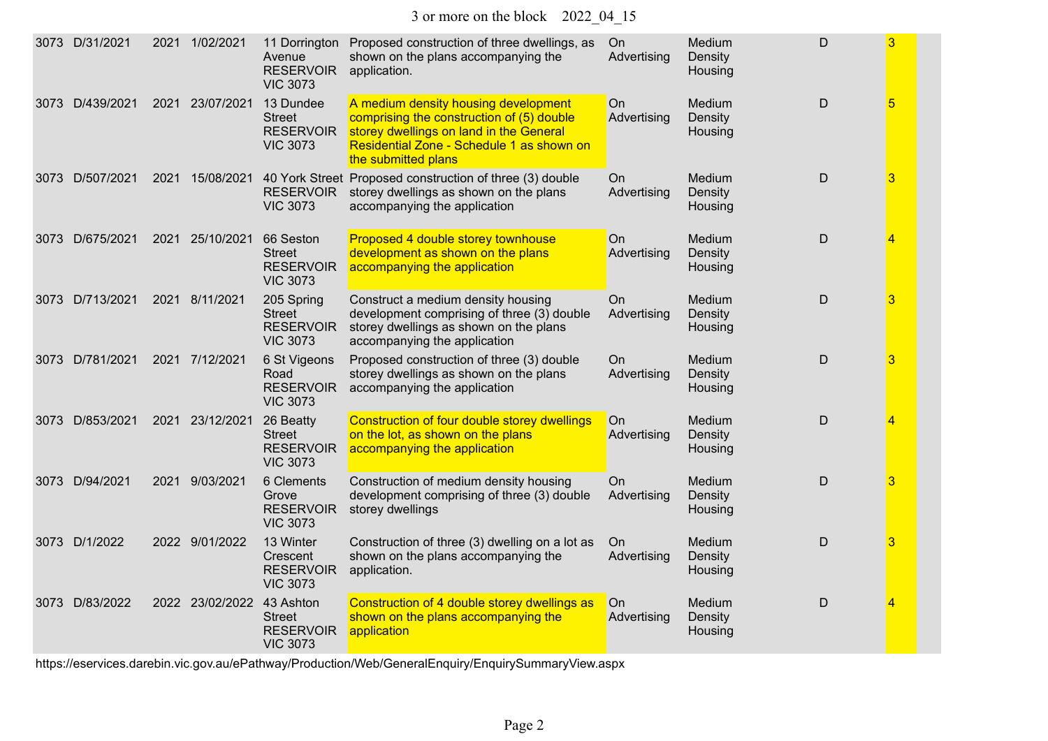| | | | | | | | | | |
|---|---|---|---|---|---|---|---|---|---|
| 3073 | D/31/2021 | 2021 | 1/02/2021 | 11 Dorrington Avenue RESERVOIR VIC 3073 | Proposed construction of three dwellings, as shown on the plans accompanying the application. | On Advertising | Medium Density Housing | D | 3 |
| 3073 | D/439/2021 | 2021 | 23/07/2021 | 13 Dundee Street RESERVOIR VIC 3073 | A medium density housing development comprising the construction of (5) double storey dwellings on land in the General Residential Zone - Schedule 1 as shown on the submitted plans | On Advertising | Medium Density Housing | D | 5 |
| 3073 | D/507/2021 | 2021 | 15/08/2021 | 40 York Street RESERVOIR VIC 3073 | Proposed construction of three (3) double storey dwellings as shown on the plans accompanying the application | On Advertising | Medium Density Housing | D | 3 |
| 3073 | D/675/2021 | 2021 | 25/10/2021 | 66 Seston Street RESERVOIR VIC 3073 | Proposed 4 double storey townhouse development as shown on the plans accompanying the application | On Advertising | Medium Density Housing | D | 4 |
| 3073 | D/713/2021 | 2021 | 8/11/2021 | 205 Spring Street RESERVOIR VIC 3073 | Construct a medium density housing development comprising of three (3) double storey dwellings as shown on the plans accompanying the application | On Advertising | Medium Density Housing | D | 3 |
| 3073 | D/781/2021 | 2021 | 7/12/2021 | 6 St Vigeons Road RESERVOIR VIC 3073 | Proposed construction of three (3) double storey dwellings as shown on the plans accompanying the application | On Advertising | Medium Density Housing | D | 3 |
| 3073 | D/853/2021 | 2021 | 23/12/2021 | 26 Beatty Street RESERVOIR VIC 3073 | Construction of four double storey dwellings on the lot, as shown on the plans accompanying the application | On Advertising | Medium Density Housing | D | 4 |
| 3073 | D/94/2021 | 2021 | 9/03/2021 | 6 Clements Grove RESERVOIR VIC 3073 | Construction of medium density housing development comprising of three (3) double storey dwellings | On Advertising | Medium Density Housing | D | 3 |
| 3073 | D/1/2022 | 2022 | 9/01/2022 | 13 Winter Crescent RESERVOIR VIC 3073 | Construction of three (3) dwelling on a lot as shown on the plans accompanying the application. | On Advertising | Medium Density Housing | D | 3 |
| 3073 | D/83/2022 | 2022 | 23/02/2022 | 43 Ashton Street RESERVOIR VIC 3073 | Construction of 4 double storey dwellings as shown on the plans accompanying the application | On Advertising | Medium Density Housing | D | 4 |

https://eservices.darebin.vic.gov.au/ePathway/Production/Web/GeneralEnquiry/EnquirySummaryView.aspx